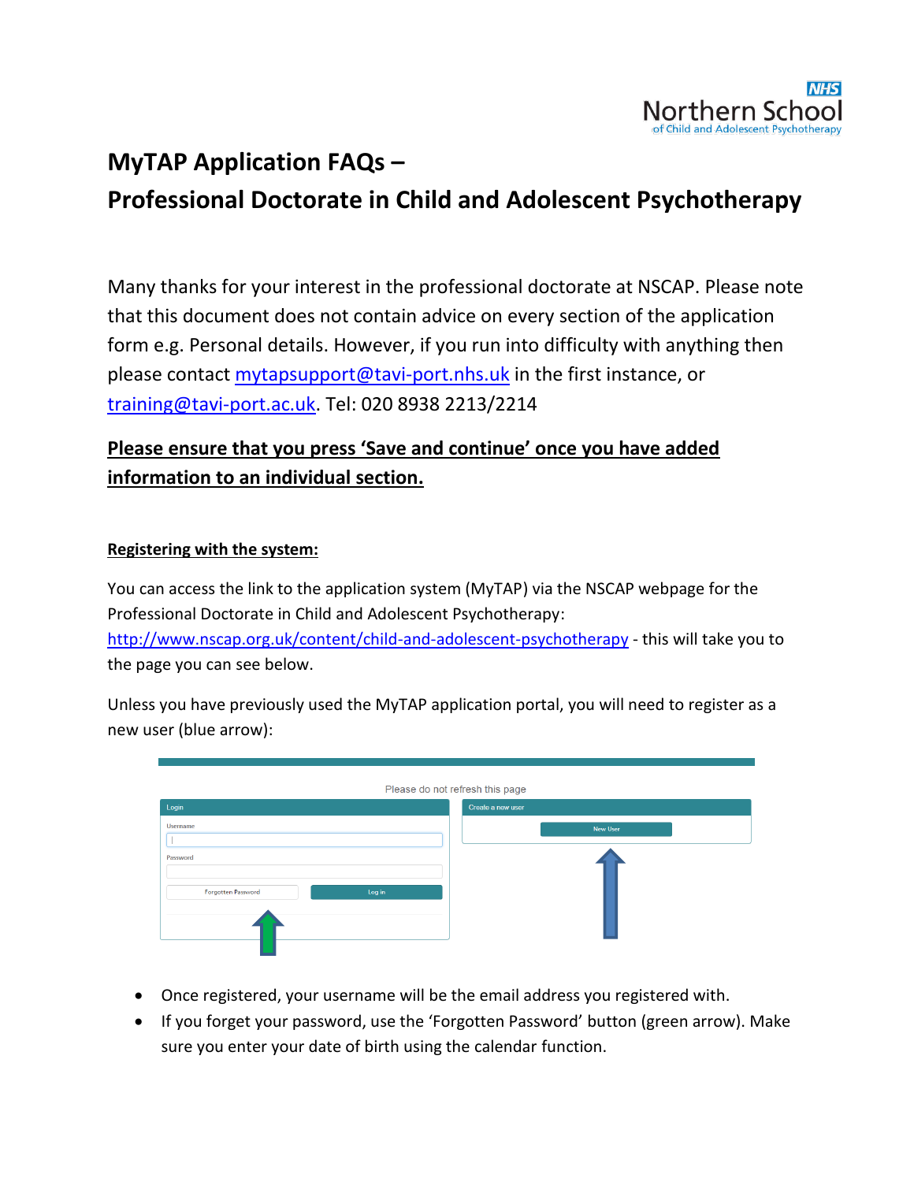# MyTAP Application FAQs – Professional Doctorate in Child and Adolescent Psychotherapy

Many thanks for your interest in the professional doctorate at NSCAP. Please note that this document does not contain advice on every section of the application form e.g. Personal details. However, if you run into difficulty with anything then please contact mytapsupport@tavi-port.nhs.uk in the first instance, or training@tavi-port.ac.uk. Tel: 020 8938 2213/2214

**Please ensure that you press 'Save and continue' once you have added information to an individual section.**

## Registering with the system:

You can access the link to the application system (MyTAP) via the NSCAP webpage for the Professional Doctorate in Child and Adolescent Psychotherapy: http://www.nscap.org.uk/content/child-and-adolescent-psychotherapy - this will take you to the page you can see below.

Unless you have previously used the MyTAP application portal, you will need to register as a new user (blue arrow):

- Once registered, your username will be the email address you registered with.
- If you forget your password, use the 'Forgotten Password' button (green arrow). Make sure you enter your date of birth using the calendar function.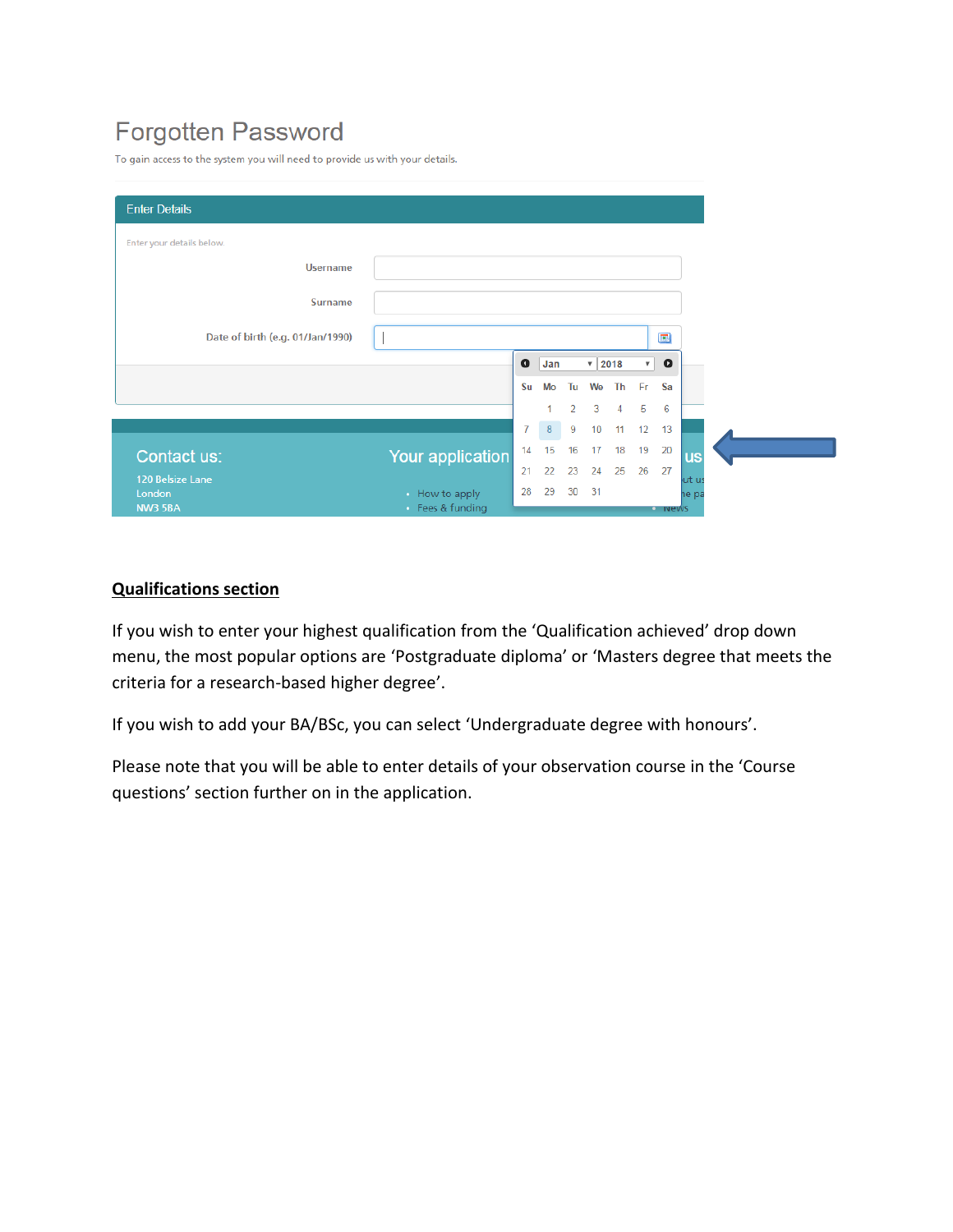# Forgotten Password

To gain access to the system you will need to provide us with your details.

**Enter Details**

Enter your details below.

Username

Surname

Date of birth (e.g. 01/Jan/1990)

Jan 2018

| Su | Mo | Tu | We | Th | Fr | Sa |
|---|---|---|---|---|---|---|
| | 1 | 2 | 3 | 4 | 5 | 6 |
| 7 | 8 | 9 | 10 | 11 | 12 | 13 |
| 14 | 15 | 16 | 17 | 18 | 19 | 20 |
| 21 | 22 | 23 | 24 | 25 | 26 | 27 |
| 28 | 29 | 30 | 31 | | | |

Contact us:

120 Belsize Lane
London
NW3 5BA

Your application

- How to apply
- Fees & funding

- News

## Qualifications section

If you wish to enter your highest qualification from the 'Qualification achieved' drop down menu, the most popular options are 'Postgraduate diploma' or 'Masters degree that meets the criteria for a research-based higher degree'.

If you wish to add your BA/BSc, you can select 'Undergraduate degree with honours'.

Please note that you will be able to enter details of your observation course in the 'Course questions' section further on in the application.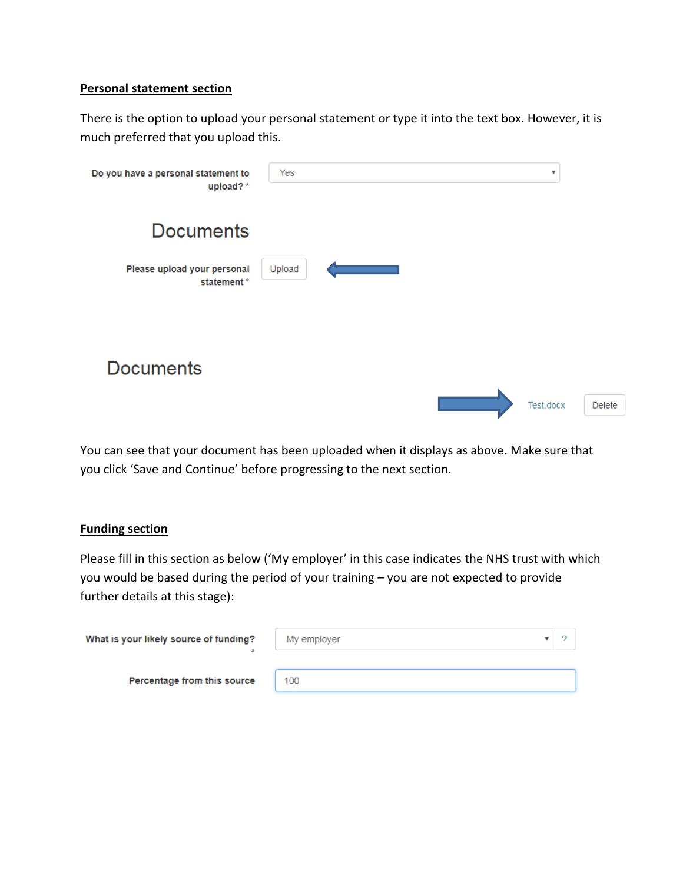**Personal statement section**

There is the option to upload your personal statement or type it into the text box. However, it is much preferred that you upload this.

Do you have a personal statement to upload? * — Yes

## Documents

Please upload your personal statement * — Upload

## Documents

Test.docx — Delete

You can see that your document has been uploaded when it displays as above. Make sure that you click 'Save and Continue' before progressing to the next section.

**Funding section**

Please fill in this section as below ('My employer' in this case indicates the NHS trust with which you would be based during the period of your training – you are not expected to provide further details at this stage):

What is your likely source of funding? * — My employer

Percentage from this source — 100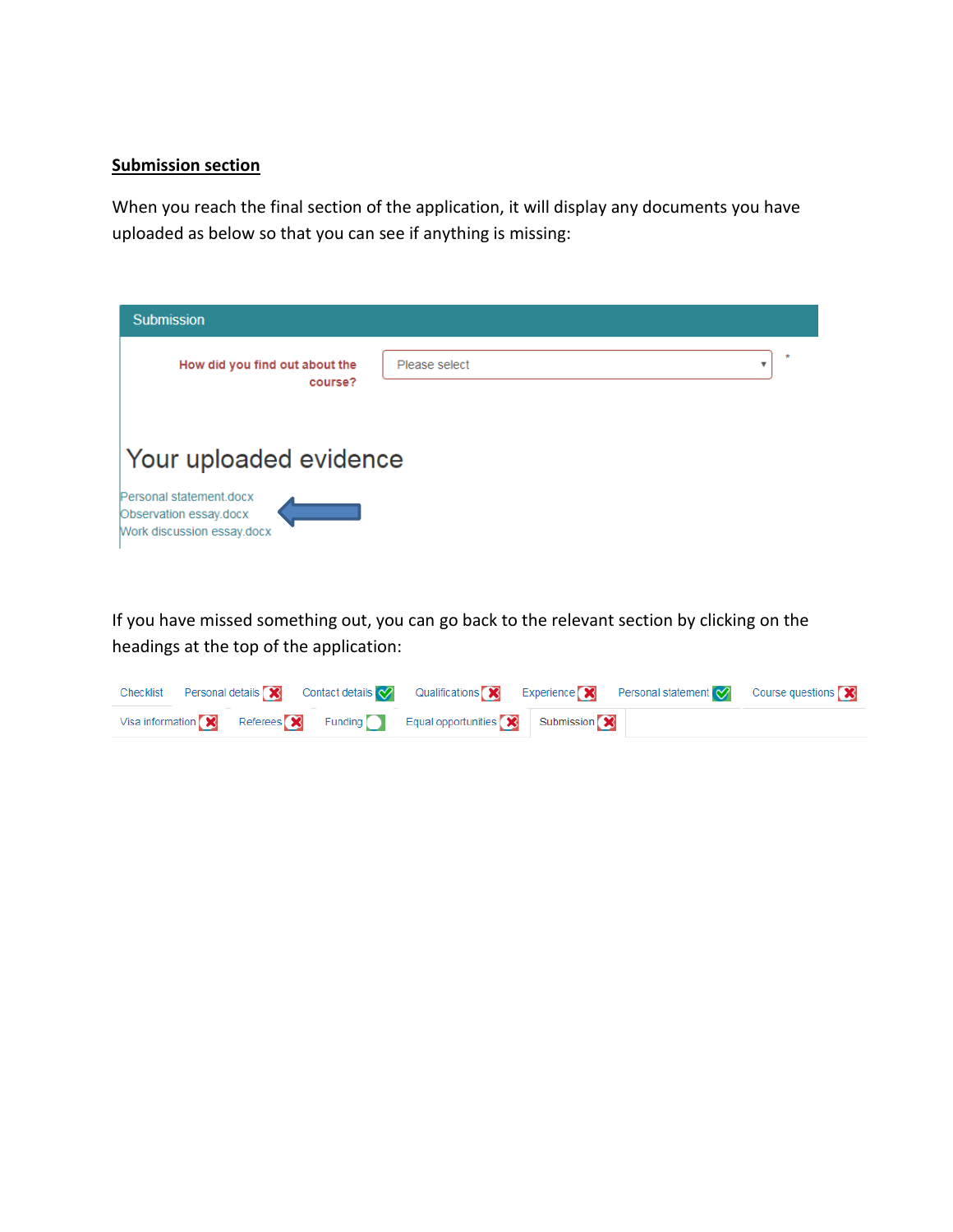**Submission section**

When you reach the final section of the application, it will display any documents you have uploaded as below so that you can see if anything is missing:

Submission

How did you find out about the course? Please select *

Your uploaded evidence

Personal statement.docx
Observation essay.docx
Work discussion essay.docx

If you have missed something out, you can go back to the relevant section by clicking on the headings at the top of the application:

Checklist | Personal details | Contact details | Qualifications | Experience | Personal statement | Course questions | Visa information | Referees | Funding | Equal opportunities | Submission